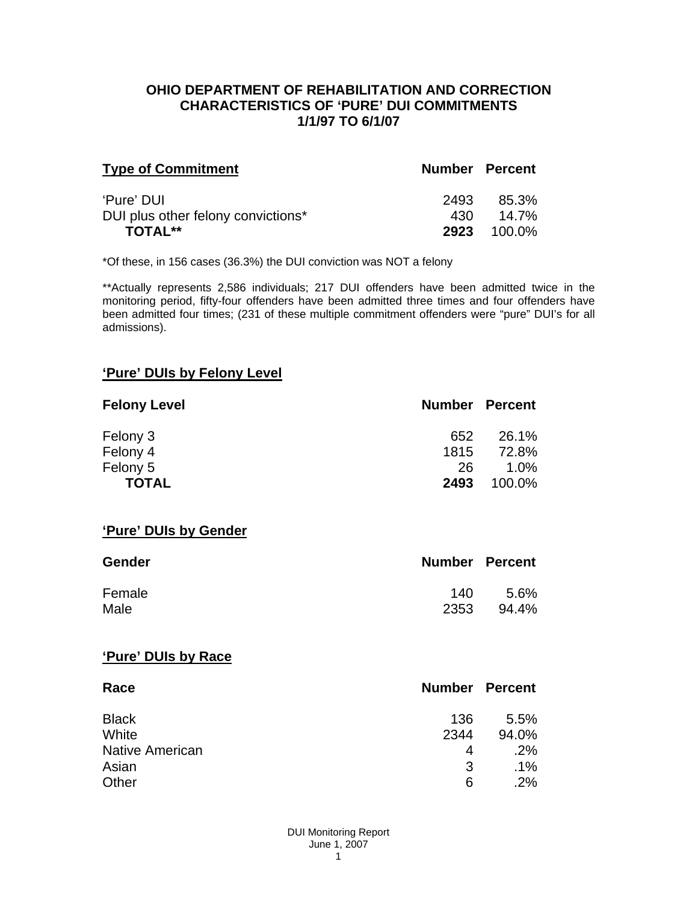# OHIO DEPARTMENT OF REHABILITATION AND CORRECTION
## CHARACTERISTICS OF 'PURE' DUI COMMITMENTS
## 1/1/97 TO 6/1/07

| Type of Commitment | Number | Percent |
|---|---|---|
| 'Pure' DUI | 2493 | 85.3% |
| DUI plus other felony convictions* | 430 | 14.7% |
| **TOTAL**** | **2923** | 100.0% |

*Of these, in 156 cases (36.3%) the DUI conviction was NOT a felony

**Actually represents 2,586 individuals; 217 DUI offenders have been admitted twice in the monitoring period, fifty-four offenders have been admitted three times and four offenders have been admitted four times; (231 of these multiple commitment offenders were "pure" DUI's for all admissions).

### 'Pure' DUIs by Felony Level

| Felony Level | Number | Percent |
|---|---|---|
| Felony 3 | 652 | 26.1% |
| Felony 4 | 1815 | 72.8% |
| Felony 5 | 26 | 1.0% |
| **TOTAL** | **2493** | 100.0% |

### 'Pure' DUIs by Gender

| Gender | Number | Percent |
|---|---|---|
| Female | 140 | 5.6% |
| Male | 2353 | 94.4% |

### 'Pure' DUIs by Race

| Race | Number | Percent |
|---|---|---|
| Black | 136 | 5.5% |
| White | 2344 | 94.0% |
| Native American | 4 | .2% |
| Asian | 3 | .1% |
| Other | 6 | .2% |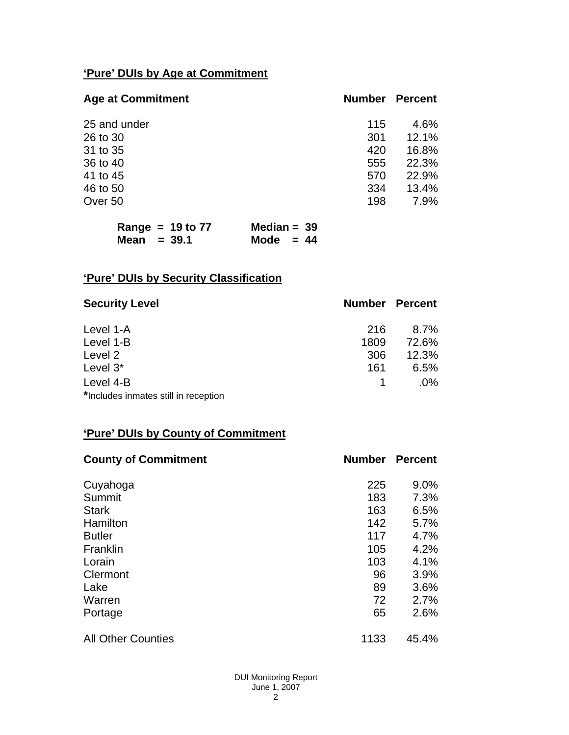## 'Pure' DUIs by Age at Commitment

| Age at Commitment | Number | Percent |
|---|---|---|
| 25 and under | 115 | 4.6% |
| 26 to 30 | 301 | 12.1% |
| 31 to 35 | 420 | 16.8% |
| 36 to 40 | 555 | 22.3% |
| 41 to 45 | 570 | 22.9% |
| 46 to 50 | 334 | 13.4% |
| Over 50 | 198 | 7.9% |

**Range = 19 to 77** **Median = 39**
**Mean = 39.1** **Mode = 44**

## 'Pure' DUIs by Security Classification

| Security Level | Number | Percent |
|---|---|---|
| Level 1-A | 216 | 8.7% |
| Level 1-B | 1809 | 72.6% |
| Level 2 | 306 | 12.3% |
| Level 3* | 161 | 6.5% |
| Level 4-B | 1 | .0% |

*Includes inmates still in reception

## 'Pure' DUIs by County of Commitment

| County of Commitment | Number | Percent |
|---|---|---|
| Cuyahoga | 225 | 9.0% |
| Summit | 183 | 7.3% |
| Stark | 163 | 6.5% |
| Hamilton | 142 | 5.7% |
| Butler | 117 | 4.7% |
| Franklin | 105 | 4.2% |
| Lorain | 103 | 4.1% |
| Clermont | 96 | 3.9% |
| Lake | 89 | 3.6% |
| Warren | 72 | 2.7% |
| Portage | 65 | 2.6% |
| All Other Counties | 1133 | 45.4% |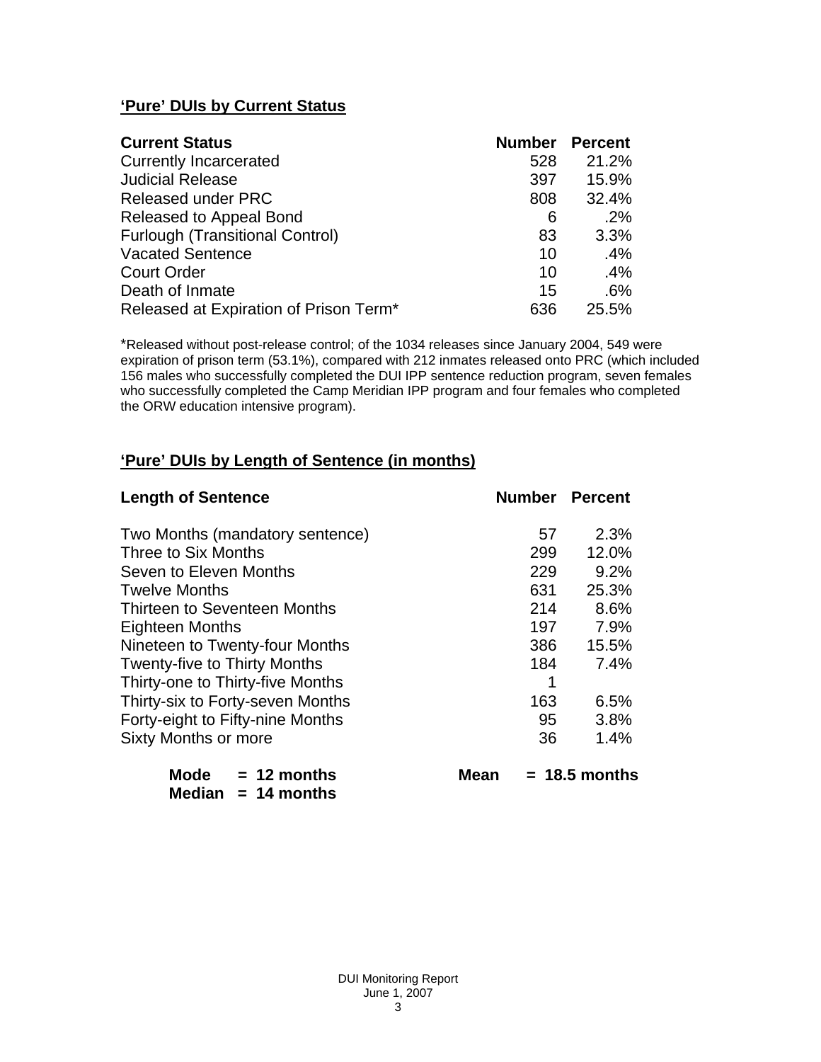## 'Pure' DUIs by Current Status

| Current Status | Number | Percent |
|---|---|---|
| Currently Incarcerated | 528 | 21.2% |
| Judicial Release | 397 | 15.9% |
| Released under PRC | 808 | 32.4% |
| Released to Appeal Bond | 6 | .2% |
| Furlough (Transitional Control) | 83 | 3.3% |
| Vacated Sentence | 10 | .4% |
| Court Order | 10 | .4% |
| Death of Inmate | 15 | .6% |
| Released at Expiration of Prison Term* | 636 | 25.5% |

*Released without post-release control; of the 1034 releases since January 2004, 549 were expiration of prison term (53.1%), compared with 212 inmates released onto PRC (which included 156 males who successfully completed the DUI IPP sentence reduction program, seven females who successfully completed the Camp Meridian IPP program and four females who completed the ORW education intensive program).

## 'Pure' DUIs by Length of Sentence (in months)

| Length of Sentence | Number | Percent |
|---|---|---|
| Two Months (mandatory sentence) | 57 | 2.3% |
| Three to Six Months | 299 | 12.0% |
| Seven to Eleven Months | 229 | 9.2% |
| Twelve Months | 631 | 25.3% |
| Thirteen to Seventeen Months | 214 | 8.6% |
| Eighteen Months | 197 | 7.9% |
| Nineteen to Twenty-four Months | 386 | 15.5% |
| Twenty-five to Thirty Months | 184 | 7.4% |
| Thirty-one to Thirty-five Months | 1 | |
| Thirty-six to Forty-seven Months | 163 | 6.5% |
| Forty-eight to Fifty-nine Months | 95 | 3.8% |
| Sixty Months or more | 36 | 1.4% |

**Mode = 12 months** **Mean = 18.5 months**

**Median = 14 months**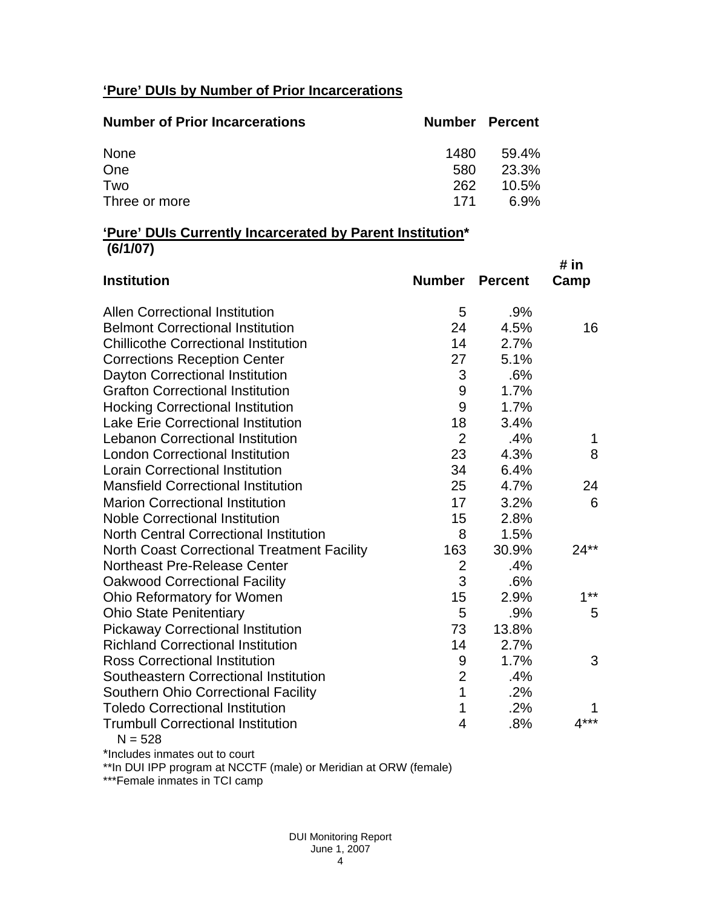## 'Pure' DUIs by Number of Prior Incarcerations

| Number of Prior Incarcerations | Number | Percent |
|---|---|---|
| None | 1480 | 59.4% |
| One | 580 | 23.3% |
| Two | 262 | 10.5% |
| Three or more | 171 | 6.9% |

## 'Pure' DUIs Currently Incarcerated by Parent Institution* (6/1/07)

| Institution | Number | Percent | # in Camp |
|---|---|---|---|
| Allen Correctional Institution | 5 | .9% | |
| Belmont Correctional Institution | 24 | 4.5% | 16 |
| Chillicothe Correctional Institution | 14 | 2.7% | |
| Corrections Reception Center | 27 | 5.1% | |
| Dayton Correctional Institution | 3 | .6% | |
| Grafton Correctional Institution | 9 | 1.7% | |
| Hocking Correctional Institution | 9 | 1.7% | |
| Lake Erie Correctional Institution | 18 | 3.4% | |
| Lebanon Correctional Institution | 2 | .4% | 1 |
| London Correctional Institution | 23 | 4.3% | 8 |
| Lorain Correctional Institution | 34 | 6.4% | |
| Mansfield Correctional Institution | 25 | 4.7% | 24 |
| Marion Correctional Institution | 17 | 3.2% | 6 |
| Noble Correctional Institution | 15 | 2.8% | |
| North Central Correctional Institution | 8 | 1.5% | |
| North Coast Correctional Treatment Facility | 163 | 30.9% | 24** |
| Northeast Pre-Release Center | 2 | .4% | |
| Oakwood Correctional Facility | 3 | .6% | |
| Ohio Reformatory for Women | 15 | 2.9% | 1** |
| Ohio State Penitentiary | 5 | .9% | 5 |
| Pickaway Correctional Institution | 73 | 13.8% | |
| Richland Correctional Institution | 14 | 2.7% | |
| Ross Correctional Institution | 9 | 1.7% | 3 |
| Southeastern Correctional Institution | 2 | .4% | |
| Southern Ohio Correctional Facility | 1 | .2% | |
| Toledo Correctional Institution | 1 | .2% | 1 |
| Trumbull Correctional Institution | 4 | .8% | 4*** |

N = 528

*Includes inmates out to court

**In DUI IPP program at NCCTF (male) or Meridian at ORW (female)

***Female inmates in TCI camp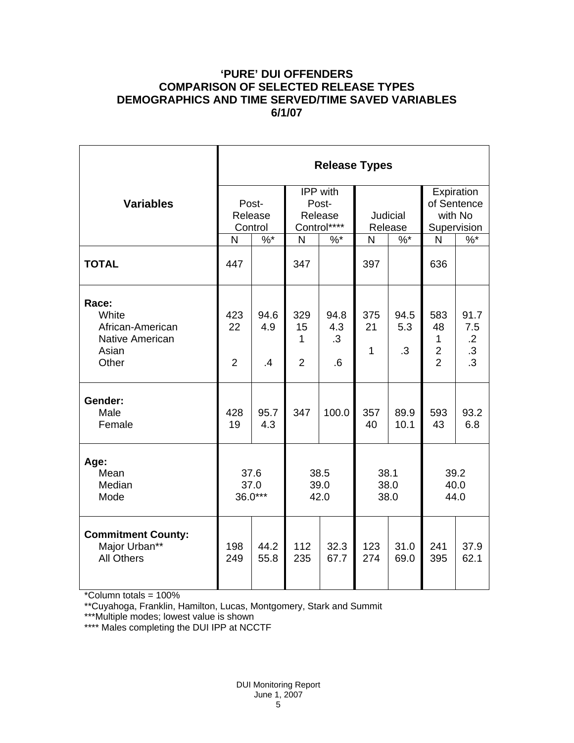# 'PURE' DUI OFFENDERS
# COMPARISON OF SELECTED RELEASE TYPES
# DEMOGRAPHICS AND TIME SERVED/TIME SAVED VARIABLES
# 6/1/07

| Variables | Release Types | | | | | | | |
|---|---|---|---|---|---|---|---|---|
| | Post-Release Control | | IPP with Post-Release Control**** | | Judicial Release | | Expiration of Sentence with No Supervision | |
| | N | %* | N | %* | N | %* | N | %* |
| **TOTAL** | 447 | | 347 | | 397 | | 636 | |
| **Race:** | | | | | | | | |
| White | 423 | 94.6 | 329 | 94.8 | 375 | 94.5 | 583 | 91.7 |
| African-American | 22 | 4.9 | 15 | 4.3 | 21 | 5.3 | 48 | 7.5 |
| Native American | | | 1 | .3 | | | 1 | .2 |
| Asian | | | | | 1 | .3 | 2 | .3 |
| Other | 2 | .4 | 2 | .6 | | | 2 | .3 |
| **Gender:** | | | | | | | | |
| Male | 428 | 95.7 | 347 | 100.0 | 357 | 89.9 | 593 | 93.2 |
| Female | 19 | 4.3 | | | 40 | 10.1 | 43 | 6.8 |
| **Age:** | | | | | | | | |
| Mean | 37.6 | | 38.5 | | 38.1 | | 39.2 | |
| Median | 37.0 | | 39.0 | | 38.0 | | 40.0 | |
| Mode | 36.0*** | | 42.0 | | 38.0 | | 44.0 | |
| **Commitment County:** | | | | | | | | |
| Major Urban** | 198 | 44.2 | 112 | 32.3 | 123 | 31.0 | 241 | 37.9 |
| All Others | 249 | 55.8 | 235 | 67.7 | 274 | 69.0 | 395 | 62.1 |

*Column totals = 100%

**Cuyahoga, Franklin, Hamilton, Lucas, Montgomery, Stark and Summit

***Multiple modes; lowest value is shown

**** Males completing the DUI IPP at NCCTF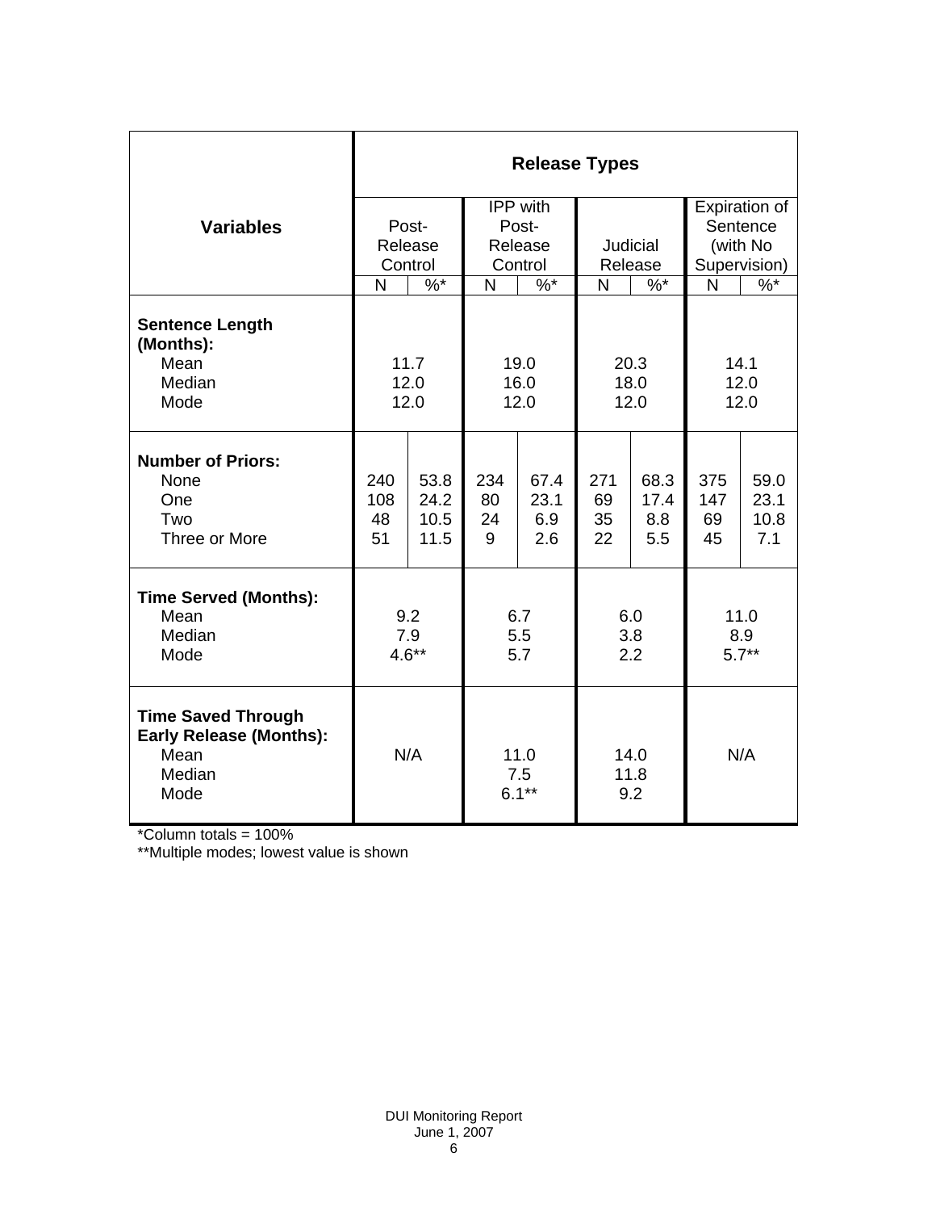| Variables | Release Types | | | | | | | |
|---|---|---|---|---|---|---|---|---|
| | Post-Release Control | | IPP with Post-Release Control | | Judicial Release | | Expiration of Sentence (with No Supervision) | |
| | N | %* | N | %* | N | %* | N | %* |
| **Sentence Length (Months):** | | | | | | | | |
| Mean | 11.7 | | 19.0 | | 20.3 | | 14.1 | |
| Median | 12.0 | | 16.0 | | 18.0 | | 12.0 | |
| Mode | 12.0 | | 12.0 | | 12.0 | | 12.0 | |
| **Number of Priors:** | | | | | | | | |
| None | 240 | 53.8 | 234 | 67.4 | 271 | 68.3 | 375 | 59.0 |
| One | 108 | 24.2 | 80 | 23.1 | 69 | 17.4 | 147 | 23.1 |
| Two | 48 | 10.5 | 24 | 6.9 | 35 | 8.8 | 69 | 10.8 |
| Three or More | 51 | 11.5 | 9 | 2.6 | 22 | 5.5 | 45 | 7.1 |
| **Time Served (Months):** | | | | | | | | |
| Mean | 9.2 | | 6.7 | | 6.0 | | 11.0 | |
| Median | 7.9 | | 5.5 | | 3.8 | | 8.9 | |
| Mode | 4.6** | | 5.7 | | 2.2 | | 5.7** | |
| **Time Saved Through Early Release (Months):** | | | | | | | | |
| Mean | N/A | | 11.0 | | 14.0 | | N/A | |
| Median | | | 7.5 | | 11.8 | | | |
| Mode | | | 6.1** | | 9.2 | | | |

*Column totals = 100%

**Multiple modes; lowest value is shown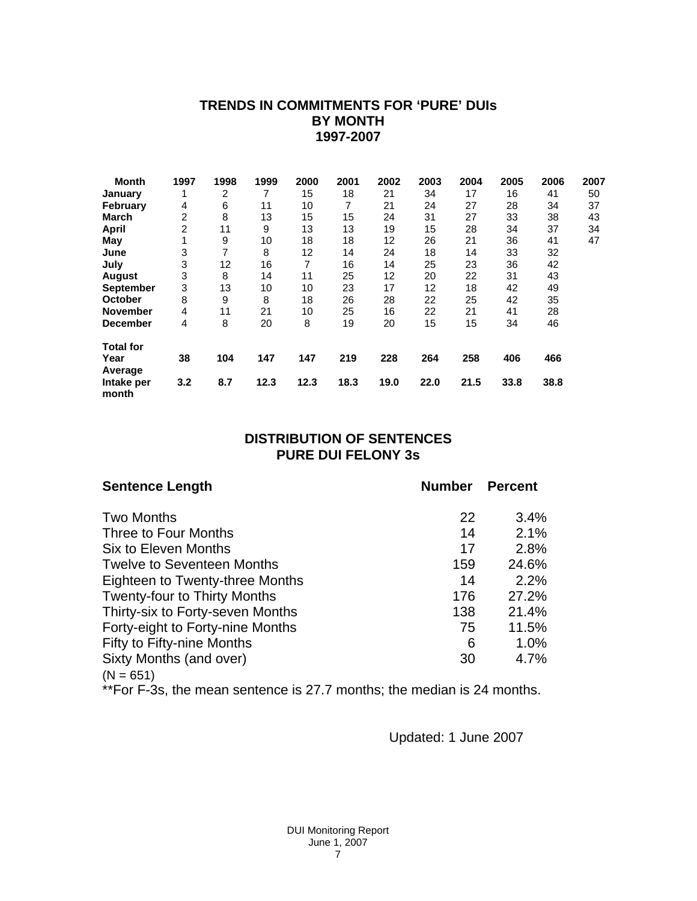## TRENDS IN COMMITMENTS FOR 'PURE' DUIs BY MONTH 1997-2007

| Month | 1997 | 1998 | 1999 | 2000 | 2001 | 2002 | 2003 | 2004 | 2005 | 2006 | 2007 |
|---|---|---|---|---|---|---|---|---|---|---|---|
| **January** | 1 | 2 | 7 | 15 | 18 | 21 | 34 | 17 | 16 | 41 | 50 |
| **February** | 4 | 6 | 11 | 10 | 7 | 21 | 24 | 27 | 28 | 34 | 37 |
| **March** | 2 | 8 | 13 | 15 | 15 | 24 | 31 | 27 | 33 | 38 | 43 |
| **April** | 2 | 11 | 9 | 13 | 13 | 19 | 15 | 28 | 34 | 37 | 34 |
| **May** | 1 | 9 | 10 | 18 | 18 | 12 | 26 | 21 | 36 | 41 | 47 |
| **June** | 3 | 7 | 8 | 12 | 14 | 24 | 18 | 14 | 33 | 32 | |
| **July** | 3 | 12 | 16 | 7 | 16 | 14 | 25 | 23 | 36 | 42 | |
| **August** | 3 | 8 | 14 | 11 | 25 | 12 | 20 | 22 | 31 | 43 | |
| **September** | 3 | 13 | 10 | 10 | 23 | 17 | 12 | 18 | 42 | 49 | |
| **October** | 8 | 9 | 8 | 18 | 26 | 28 | 22 | 25 | 42 | 35 | |
| **November** | 4 | 11 | 21 | 10 | 25 | 16 | 22 | 21 | 41 | 28 | |
| **December** | 4 | 8 | 20 | 8 | 19 | 20 | 15 | 15 | 34 | 46 | |
| **Total for Year** | **38** | **104** | **147** | **147** | **219** | **228** | **264** | **258** | **406** | **466** | |
| **Average Intake per month** | **3.2** | **8.7** | **12.3** | **12.3** | **18.3** | **19.0** | **22.0** | **21.5** | **33.8** | **38.8** | |

## DISTRIBUTION OF SENTENCES PURE DUI FELONY 3s

| Sentence Length | Number | Percent |
|---|---|---|
| Two Months | 22 | 3.4% |
| Three to Four Months | 14 | 2.1% |
| Six to Eleven Months | 17 | 2.8% |
| Twelve to Seventeen Months | 159 | 24.6% |
| Eighteen to Twenty-three Months | 14 | 2.2% |
| Twenty-four to Thirty Months | 176 | 27.2% |
| Thirty-six to Forty-seven Months | 138 | 21.4% |
| Forty-eight to Forty-nine Months | 75 | 11.5% |
| Fifty to Fifty-nine Months | 6 | 1.0% |
| Sixty Months (and over) | 30 | 4.7% |

(N = 651)

**For F-3s, the mean sentence is 27.7 months; the median is 24 months.

Updated: 1 June 2007